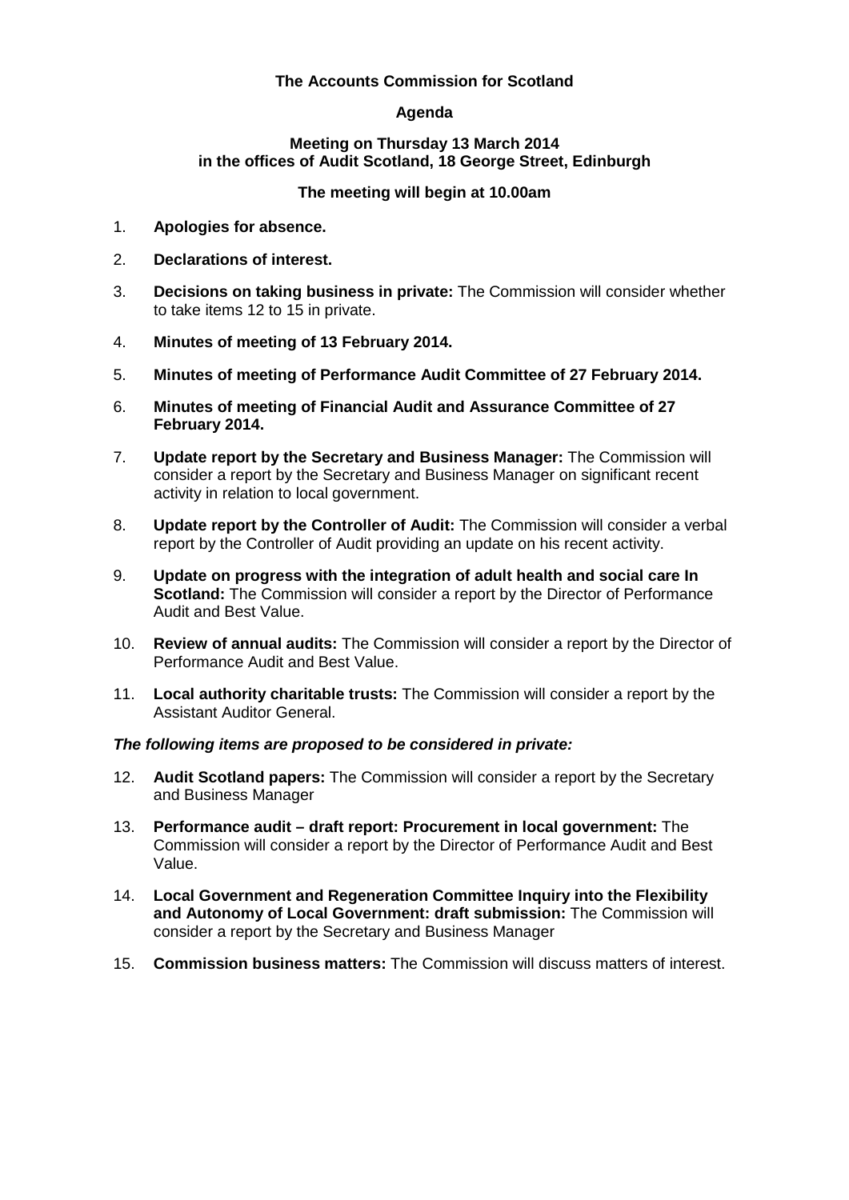# The Accounts Commission for Scotland

## Agenda

**Meeting on Thursday 13 March 2014**
**in the offices of Audit Scotland, 18 George Street, Edinburgh**

**The meeting will begin at 10.00am**

1. **Apologies for absence.**
2. **Declarations of interest.**
3. **Decisions on taking business in private:** The Commission will consider whether to take items 12 to 15 in private.
4. **Minutes of meeting of 13 February 2014.**
5. **Minutes of meeting of Performance Audit Committee of 27 February 2014.**
6. **Minutes of meeting of Financial Audit and Assurance Committee of 27 February 2014.**
7. **Update report by the Secretary and Business Manager:** The Commission will consider a report by the Secretary and Business Manager on significant recent activity in relation to local government.
8. **Update report by the Controller of Audit:** The Commission will consider a verbal report by the Controller of Audit providing an update on his recent activity.
9. **Update on progress with the integration of adult health and social care In Scotland:** The Commission will consider a report by the Director of Performance Audit and Best Value.
10. **Review of annual audits:** The Commission will consider a report by the Director of Performance Audit and Best Value.
11. **Local authority charitable trusts:** The Commission will consider a report by the Assistant Auditor General.

***The following items are proposed to be considered in private:***

12. **Audit Scotland papers:** The Commission will consider a report by the Secretary and Business Manager
13. **Performance audit – draft report: Procurement in local government:** The Commission will consider a report by the Director of Performance Audit and Best Value.
14. **Local Government and Regeneration Committee Inquiry into the Flexibility and Autonomy of Local Government: draft submission:** The Commission will consider a report by the Secretary and Business Manager
15. **Commission business matters:** The Commission will discuss matters of interest.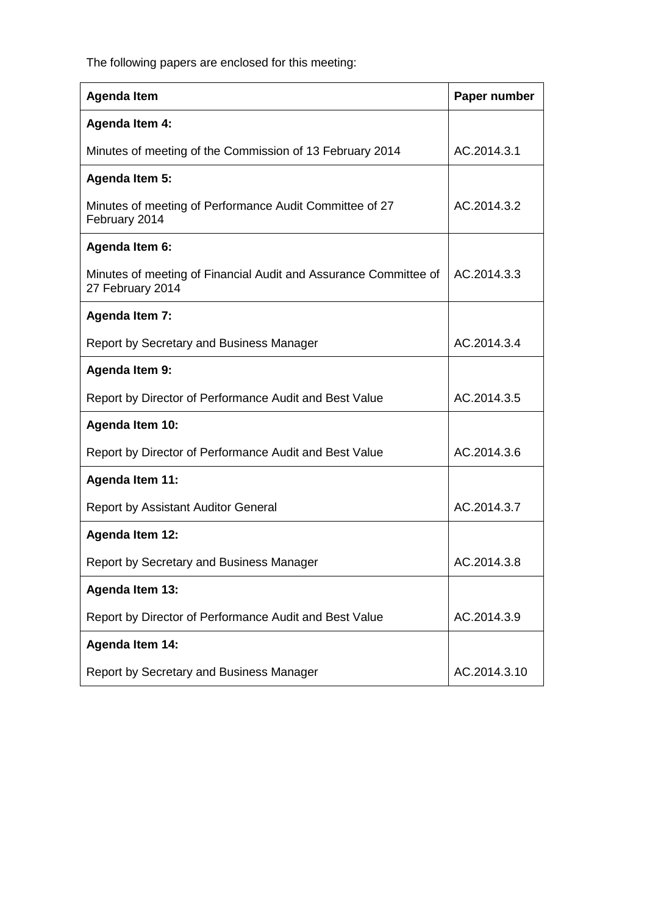The following papers are enclosed for this meeting:

| Agenda Item | Paper number |
|---|---|
| **Agenda Item 4:**<br><br>Minutes of meeting of the Commission of 13 February 2014 | AC.2014.3.1 |
| **Agenda Item 5:**<br><br>Minutes of meeting of Performance Audit Committee of 27 February 2014 | AC.2014.3.2 |
| **Agenda Item 6:**<br><br>Minutes of meeting of Financial Audit and Assurance Committee of 27 February 2014 | AC.2014.3.3 |
| **Agenda Item 7:**<br><br>Report by Secretary and Business Manager | AC.2014.3.4 |
| **Agenda Item 9:**<br><br>Report by Director of Performance Audit and Best Value | AC.2014.3.5 |
| **Agenda Item 10:**<br><br>Report by Director of Performance Audit and Best Value | AC.2014.3.6 |
| **Agenda Item 11:**<br><br>Report by Assistant Auditor General | AC.2014.3.7 |
| **Agenda Item 12:**<br><br>Report by Secretary and Business Manager | AC.2014.3.8 |
| **Agenda Item 13:**<br><br>Report by Director of Performance Audit and Best Value | AC.2014.3.9 |
| **Agenda Item 14:**<br><br>Report by Secretary and Business Manager | AC.2014.3.10 |